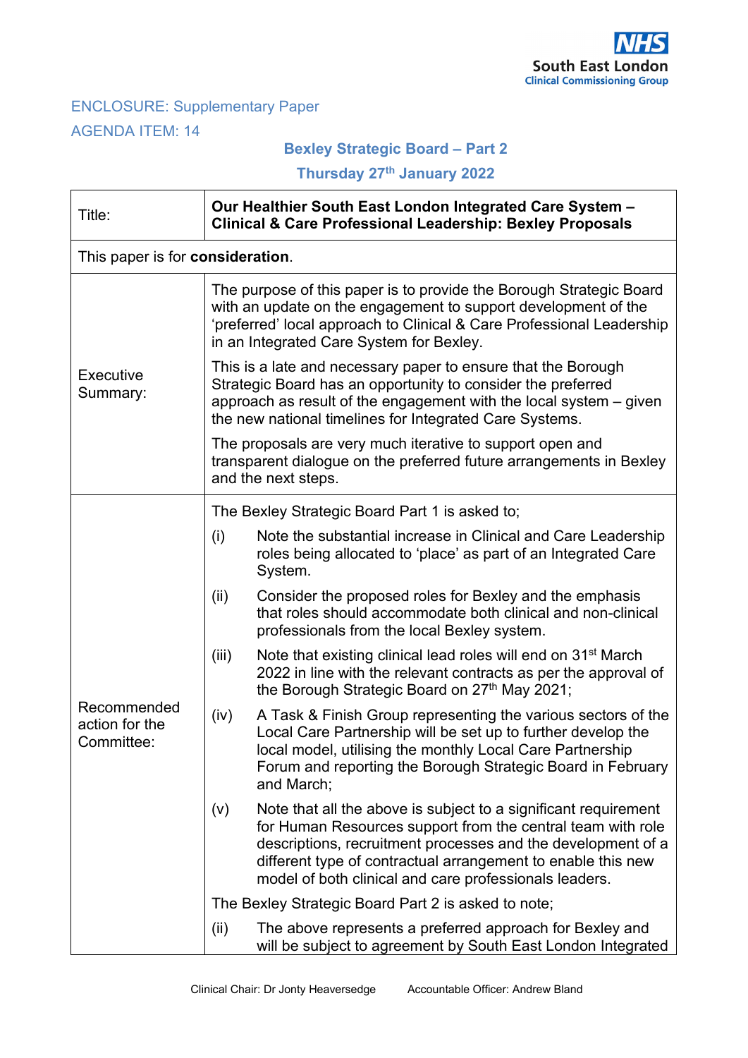NHS
South East London
Clinical Commissioning Group

ENCLOSURE: Supplementary Paper

AGENDA ITEM: 14

**Bexley Strategic Board – Part 2**

**Thursday 27th January 2022**

| Title: | **Our Healthier South East London Integrated Care System – Clinical & Care Professional Leadership: Bexley Proposals** |
|---|---|
| This paper is for **consideration**. | |
| Executive Summary: | The purpose of this paper is to provide the Borough Strategic Board with an update on the engagement to support development of the 'preferred' local approach to Clinical & Care Professional Leadership in an Integrated Care System for Bexley.<br><br>This is a late and necessary paper to ensure that the Borough Strategic Board has an opportunity to consider the preferred approach as result of the engagement with the local system – given the new national timelines for Integrated Care Systems.<br><br>The proposals are very much iterative to support open and transparent dialogue on the preferred future arrangements in Bexley and the next steps. |
| Recommended action for the Committee: | The Bexley Strategic Board Part 1 is asked to;<br><br>(i) Note the substantial increase in Clinical and Care Leadership roles being allocated to 'place' as part of an Integrated Care System.<br><br>(ii) Consider the proposed roles for Bexley and the emphasis that roles should accommodate both clinical and non-clinical professionals from the local Bexley system.<br><br>(iii) Note that existing clinical lead roles will end on 31st March 2022 in line with the relevant contracts as per the approval of the Borough Strategic Board on 27th May 2021;<br><br>(iv) A Task & Finish Group representing the various sectors of the Local Care Partnership will be set up to further develop the local model, utilising the monthly Local Care Partnership Forum and reporting the Borough Strategic Board in February and March;<br><br>(v) Note that all the above is subject to a significant requirement for Human Resources support from the central team with role descriptions, recruitment processes and the development of a different type of contractual arrangement to enable this new model of both clinical and care professionals leaders.<br><br>The Bexley Strategic Board Part 2 is asked to note;<br><br>(ii) The above represents a preferred approach for Bexley and will be subject to agreement by South East London Integrated |

Clinical Chair: Dr Jonty Heaversedge     Accountable Officer: Andrew Bland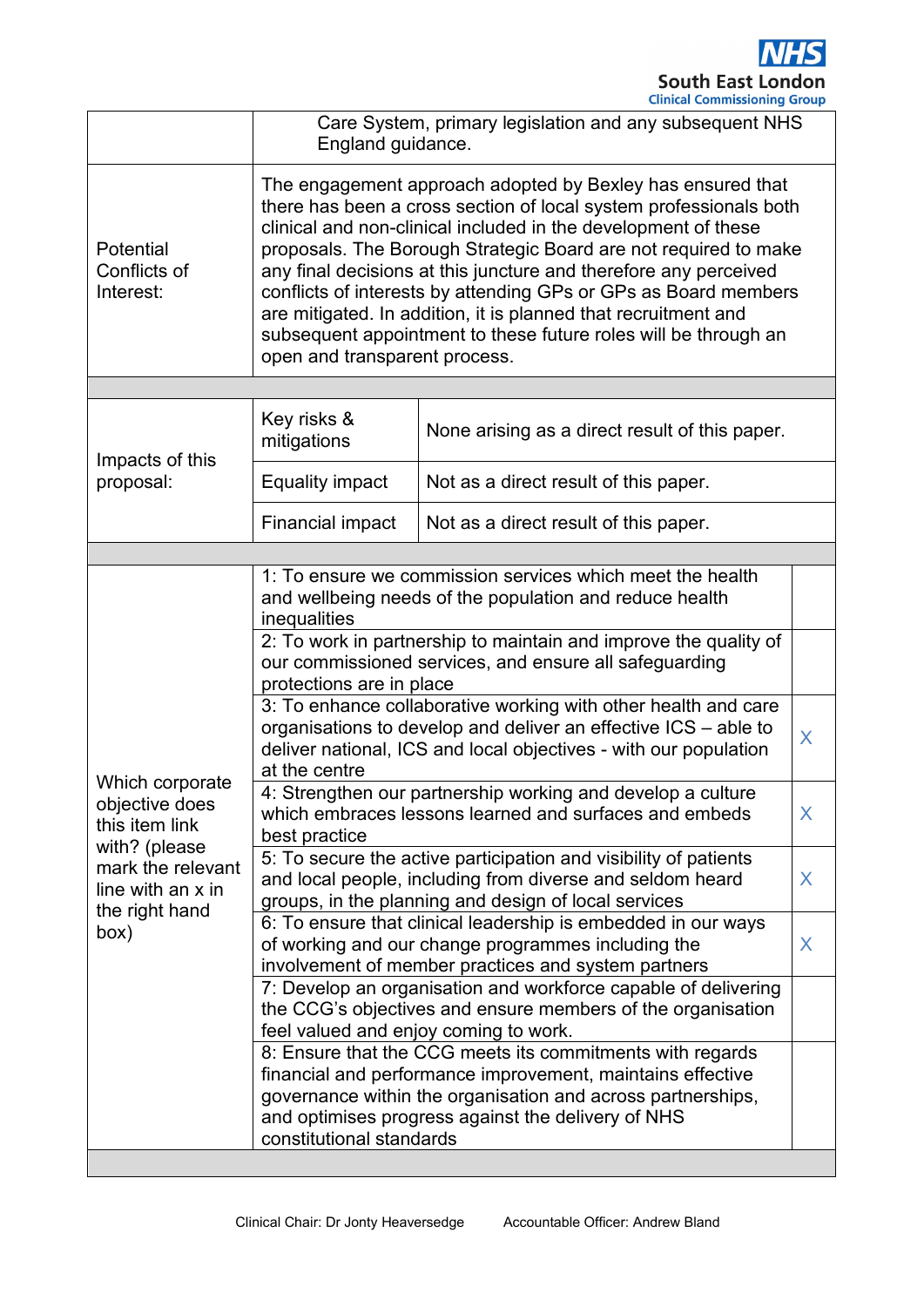| | | | |
|---|---|---|---|
| | Care System, primary legislation and any subsequent NHS England guidance. | | |
| Potential Conflicts of Interest: | The engagement approach adopted by Bexley has ensured that there has been a cross section of local system professionals both clinical and non-clinical included in the development of these proposals. The Borough Strategic Board are not required to make any final decisions at this juncture and therefore any perceived conflicts of interests by attending GPs or GPs as Board members are mitigated. In addition, it is planned that recruitment and subsequent appointment to these future roles will be through an open and transparent process. | | |
| | | | |
| Impacts of this proposal: | Key risks & mitigations | None arising as a direct result of this paper. | |
| | Equality impact | Not as a direct result of this paper. | |
| | Financial impact | Not as a direct result of this paper. | |
| | | | |
| Which corporate objective does this item link with? (please mark the relevant line with an x in the right hand box) | 1: To ensure we commission services which meet the health and wellbeing needs of the population and reduce health inequalities | | |
| | 2: To work in partnership to maintain and improve the quality of our commissioned services, and ensure all safeguarding protections are in place | | |
| | 3: To enhance collaborative working with other health and care organisations to develop and deliver an effective ICS – able to deliver national, ICS and local objectives - with our population at the centre | | X |
| | 4: Strengthen our partnership working and develop a culture which embraces lessons learned and surfaces and embeds best practice | | X |
| | 5: To secure the active participation and visibility of patients and local people, including from diverse and seldom heard groups, in the planning and design of local services | | X |
| | 6: To ensure that clinical leadership is embedded in our ways of working and our change programmes including the involvement of member practices and system partners | | X |
| | 7: Develop an organisation and workforce capable of delivering the CCG's objectives and ensure members of the organisation feel valued and enjoy coming to work. | | |
| | 8: Ensure that the CCG meets its commitments with regards financial and performance improvement, maintains effective governance within the organisation and across partnerships, and optimises progress against the delivery of NHS constitutional standards | | |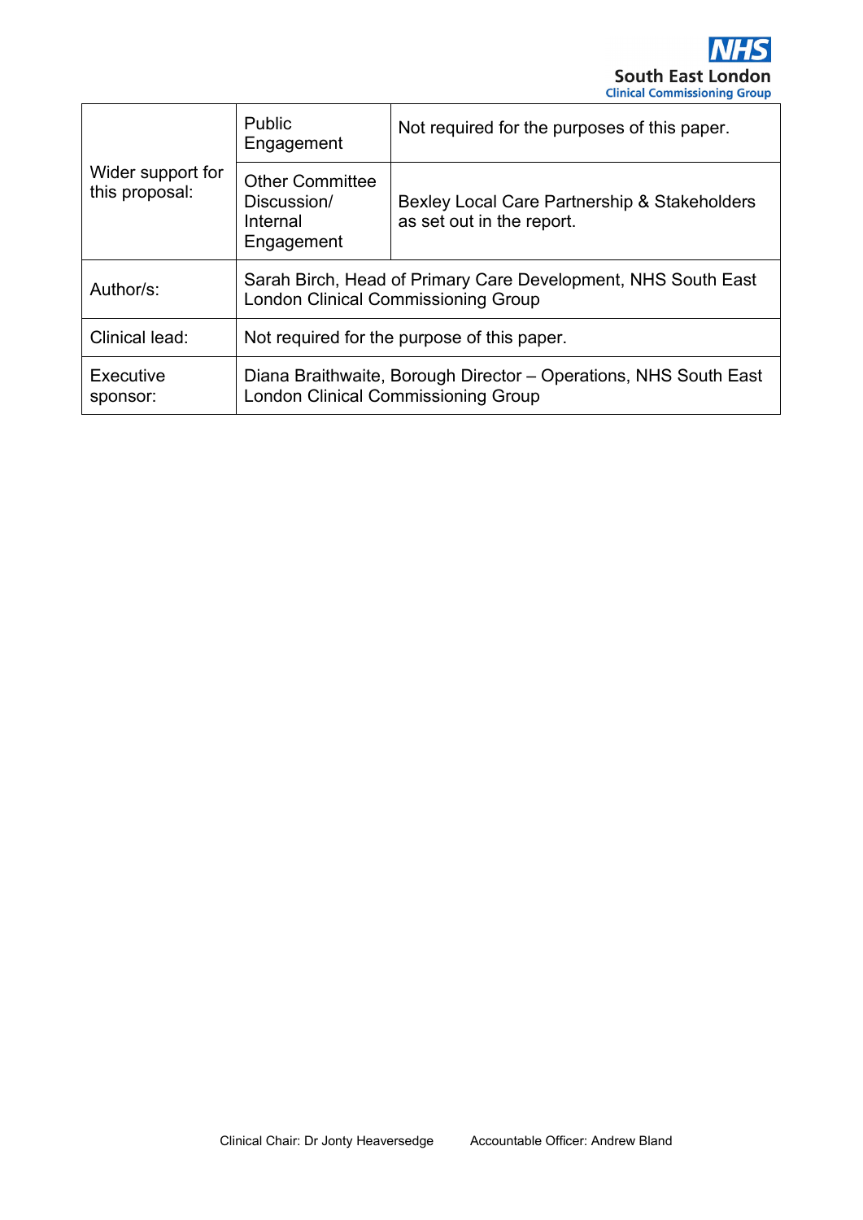| | | |
|---|---|---|
| Wider support for this proposal: | Public Engagement | Not required for the purposes of this paper. |
| | Other Committee Discussion/ Internal Engagement | Bexley Local Care Partnership & Stakeholders as set out in the report. |
| Author/s: | Sarah Birch, Head of Primary Care Development, NHS South East London Clinical Commissioning Group | |
| Clinical lead: | Not required for the purpose of this paper. | |
| Executive sponsor: | Diana Braithwaite, Borough Director – Operations, NHS South East London Clinical Commissioning Group | |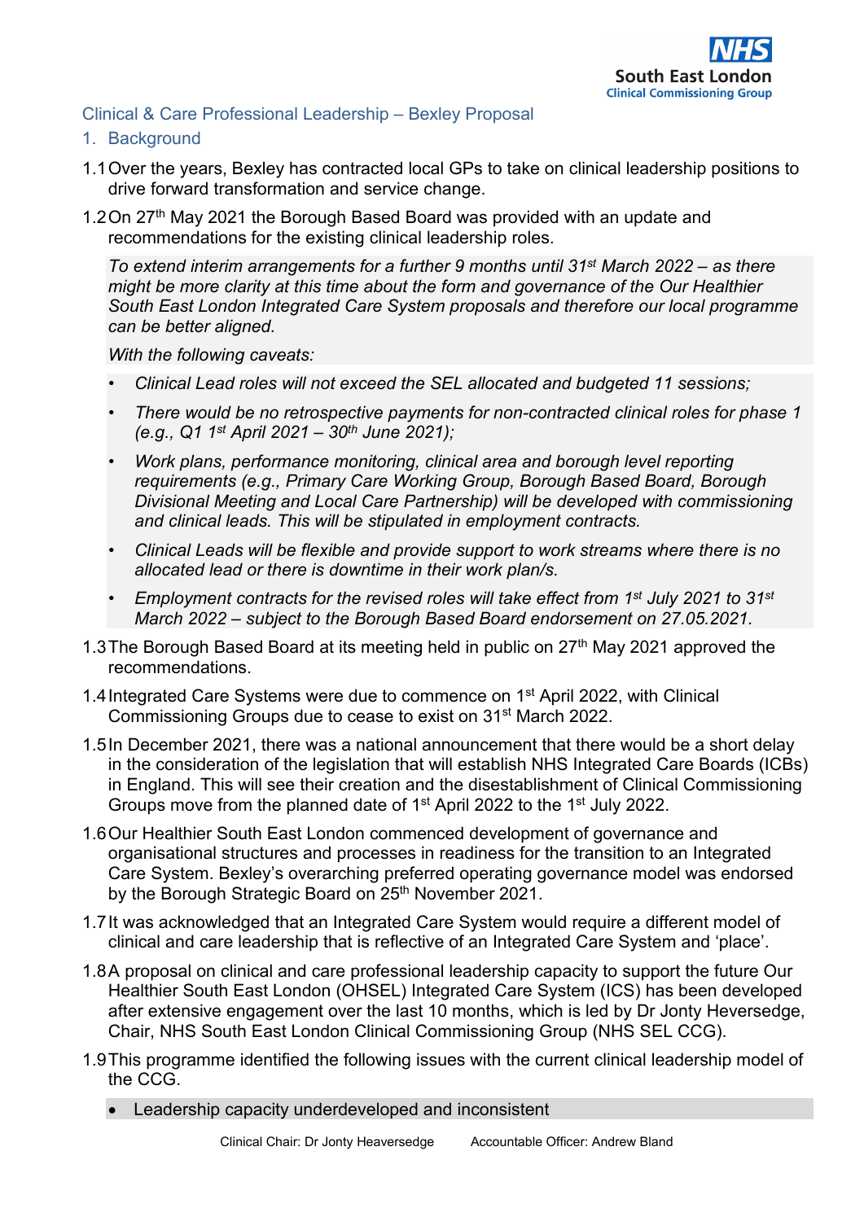## Clinical & Care Professional Leadership – Bexley Proposal

### 1. Background

1.1 Over the years, Bexley has contracted local GPs to take on clinical leadership positions to drive forward transformation and service change.

1.2 On 27th May 2021 the Borough Based Board was provided with an update and recommendations for the existing clinical leadership roles.

*To extend interim arrangements for a further 9 months until 31st March 2022 – as there might be more clarity at this time about the form and governance of the Our Healthier South East London Integrated Care System proposals and therefore our local programme can be better aligned.*

*With the following caveats:*

- *Clinical Lead roles will not exceed the SEL allocated and budgeted 11 sessions;*
- *There would be no retrospective payments for non-contracted clinical roles for phase 1 (e.g., Q1 1st April 2021 – 30th June 2021);*
- *Work plans, performance monitoring, clinical area and borough level reporting requirements (e.g., Primary Care Working Group, Borough Based Board, Borough Divisional Meeting and Local Care Partnership) will be developed with commissioning and clinical leads. This will be stipulated in employment contracts.*
- *Clinical Leads will be flexible and provide support to work streams where there is no allocated lead or there is downtime in their work plan/s.*
- *Employment contracts for the revised roles will take effect from 1st July 2021 to 31st March 2022 – subject to the Borough Based Board endorsement on 27.05.2021.*

1.3 The Borough Based Board at its meeting held in public on 27th May 2021 approved the recommendations.

1.4 Integrated Care Systems were due to commence on 1st April 2022, with Clinical Commissioning Groups due to cease to exist on 31st March 2022.

1.5 In December 2021, there was a national announcement that there would be a short delay in the consideration of the legislation that will establish NHS Integrated Care Boards (ICBs) in England. This will see their creation and the disestablishment of Clinical Commissioning Groups move from the planned date of 1st April 2022 to the 1st July 2022.

1.6 Our Healthier South East London commenced development of governance and organisational structures and processes in readiness for the transition to an Integrated Care System. Bexley's overarching preferred operating governance model was endorsed by the Borough Strategic Board on 25th November 2021.

1.7 It was acknowledged that an Integrated Care System would require a different model of clinical and care leadership that is reflective of an Integrated Care System and 'place'.

1.8 A proposal on clinical and care professional leadership capacity to support the future Our Healthier South East London (OHSEL) Integrated Care System (ICS) has been developed after extensive engagement over the last 10 months, which is led by Dr Jonty Heversedge, Chair, NHS South East London Clinical Commissioning Group (NHS SEL CCG).

1.9 This programme identified the following issues with the current clinical leadership model of the CCG.

- Leadership capacity underdeveloped and inconsistent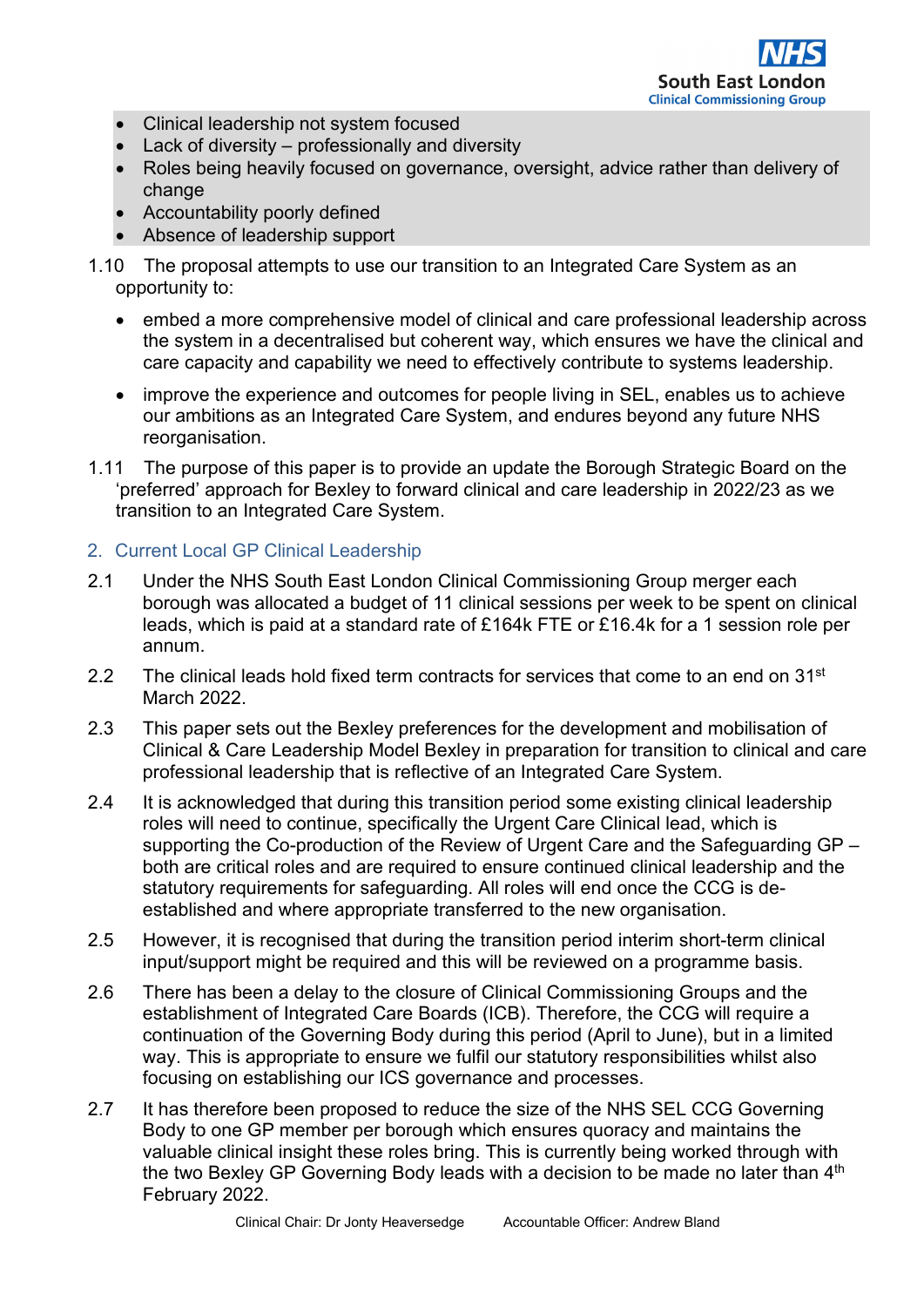- Clinical leadership not system focused
- Lack of diversity – professionally and diversity
- Roles being heavily focused on governance, oversight, advice rather than delivery of change
- Accountability poorly defined
- Absence of leadership support

1.10 The proposal attempts to use our transition to an Integrated Care System as an opportunity to:

- embed a more comprehensive model of clinical and care professional leadership across the system in a decentralised but coherent way, which ensures we have the clinical and care capacity and capability we need to effectively contribute to systems leadership.

- improve the experience and outcomes for people living in SEL, enables us to achieve our ambitions as an Integrated Care System, and endures beyond any future NHS reorganisation.

1.11 The purpose of this paper is to provide an update the Borough Strategic Board on the 'preferred' approach for Bexley to forward clinical and care leadership in 2022/23 as we transition to an Integrated Care System.

## 2. Current Local GP Clinical Leadership

2.1 Under the NHS South East London Clinical Commissioning Group merger each borough was allocated a budget of 11 clinical sessions per week to be spent on clinical leads, which is paid at a standard rate of £164k FTE or £16.4k for a 1 session role per annum.

2.2 The clinical leads hold fixed term contracts for services that come to an end on 31st March 2022.

2.3 This paper sets out the Bexley preferences for the development and mobilisation of Clinical & Care Leadership Model Bexley in preparation for transition to clinical and care professional leadership that is reflective of an Integrated Care System.

2.4 It is acknowledged that during this transition period some existing clinical leadership roles will need to continue, specifically the Urgent Care Clinical lead, which is supporting the Co-production of the Review of Urgent Care and the Safeguarding GP – both are critical roles and are required to ensure continued clinical leadership and the statutory requirements for safeguarding. All roles will end once the CCG is de-established and where appropriate transferred to the new organisation.

2.5 However, it is recognised that during the transition period interim short-term clinical input/support might be required and this will be reviewed on a programme basis.

2.6 There has been a delay to the closure of Clinical Commissioning Groups and the establishment of Integrated Care Boards (ICB). Therefore, the CCG will require a continuation of the Governing Body during this period (April to June), but in a limited way. This is appropriate to ensure we fulfil our statutory responsibilities whilst also focusing on establishing our ICS governance and processes.

2.7 It has therefore been proposed to reduce the size of the NHS SEL CCG Governing Body to one GP member per borough which ensures quoracy and maintains the valuable clinical insight these roles bring. This is currently being worked through with the two Bexley GP Governing Body leads with a decision to be made no later than 4th February 2022.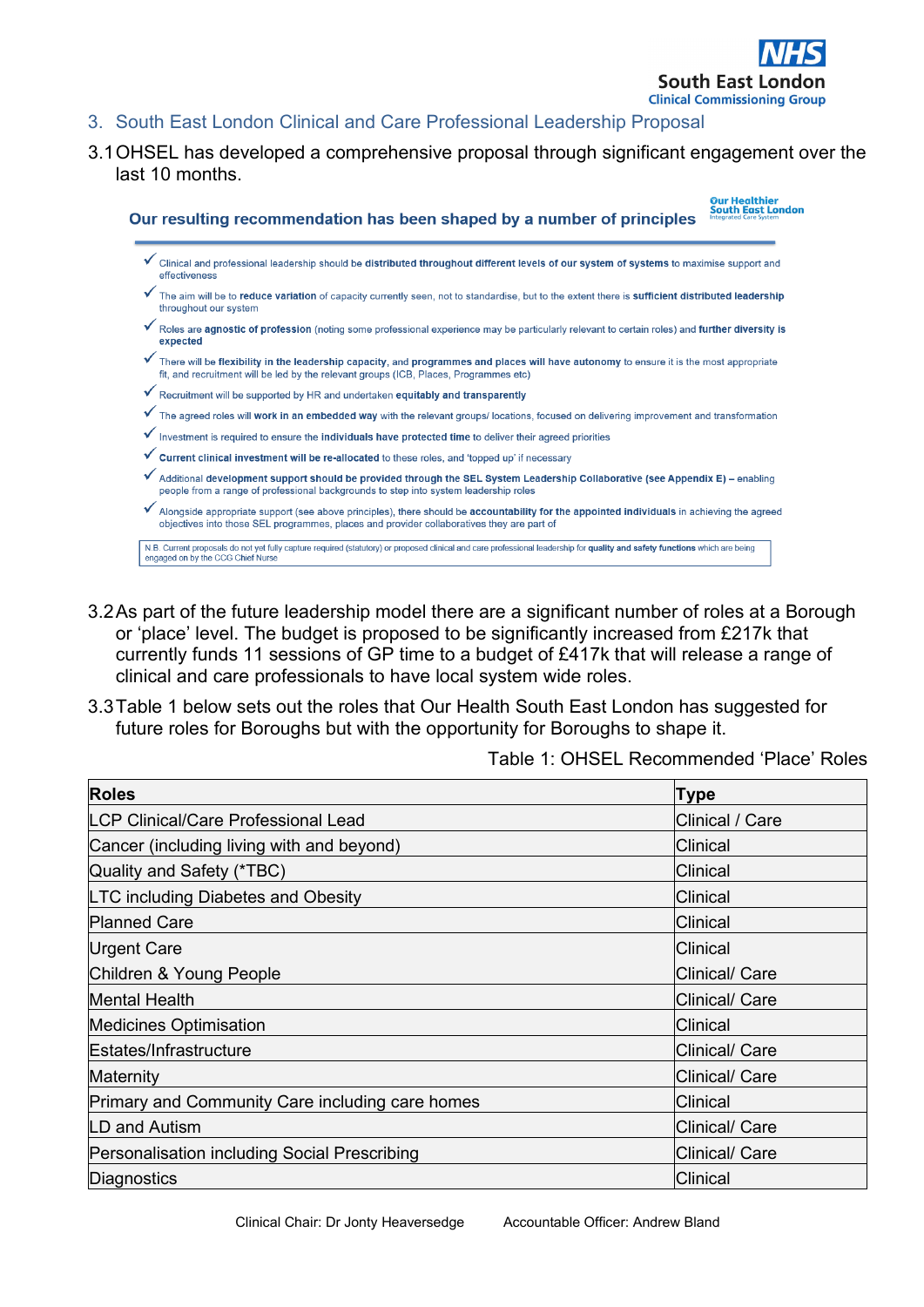## 3. South East London Clinical and Care Professional Leadership Proposal

3.1 OHSEL has developed a comprehensive proposal through significant engagement over the last 10 months.

**Our resulting recommendation has been shaped by a number of principles**

- ✓ Clinical and professional leadership should be **distributed throughout different levels of our system of systems** to maximise support and effectiveness
- ✓ The aim will be to **reduce variation** of capacity currently seen, not to standardise, but to the extent there is **sufficient distributed leadership** throughout our system
- ✓ Roles are **agnostic of profession** (noting some professional experience may be particularly relevant to certain roles) and **further diversity is expected**
- ✓ There will be **flexibility in the leadership capacity**, and **programmes and places will have autonomy** to ensure it is the most appropriate fit, and recruitment will be led by the relevant groups (ICB, Places, Programmes etc)
- ✓ Recruitment will be supported by HR and undertaken **equitably and transparently**
- ✓ The agreed roles will **work in an embedded way** with the relevant groups/ locations, focused on delivering improvement and transformation
- ✓ Investment is required to ensure the **individuals have protected time** to deliver their agreed priorities
- ✓ **Current clinical investment will be re-allocated** to these roles, and 'topped up' if necessary
- ✓ Additional **development support should be provided through the SEL System Leadership Collaborative (see Appendix E)** – enabling people from a range of professional backgrounds to step into system leadership roles
- ✓ Alongside appropriate support (see above principles), there should be **accountability for the appointed individuals** in achieving the agreed objectives into those SEL programmes, places and provider collaboratives they are part of

N.B. Current proposals do not yet fully capture required (statutory) or proposed clinical and care professional leadership for **quality and safety functions** which are being engaged on by the CCG Chief Nurse

3.2 As part of the future leadership model there are a significant number of roles at a Borough or 'place' level. The budget is proposed to be significantly increased from £217k that currently funds 11 sessions of GP time to a budget of £417k that will release a range of clinical and care professionals to have local system wide roles.

3.3 Table 1 below sets out the roles that Our Health South East London has suggested for future roles for Boroughs but with the opportunity for Boroughs to shape it.

Table 1: OHSEL Recommended 'Place' Roles

| **Roles** | **Type** |
|---|---|
| LCP Clinical/Care Professional Lead | Clinical / Care |
| Cancer (including living with and beyond) | Clinical |
| Quality and Safety (*TBC) | Clinical |
| LTC including Diabetes and Obesity | Clinical |
| Planned Care | Clinical |
| Urgent Care | Clinical |
| Children & Young People | Clinical/ Care |
| Mental Health | Clinical/ Care |
| Medicines Optimisation | Clinical |
| Estates/Infrastructure | Clinical/ Care |
| Maternity | Clinical/ Care |
| Primary and Community Care including care homes | Clinical |
| LD and Autism | Clinical/ Care |
| Personalisation including Social Prescribing | Clinical/ Care |
| Diagnostics | Clinical |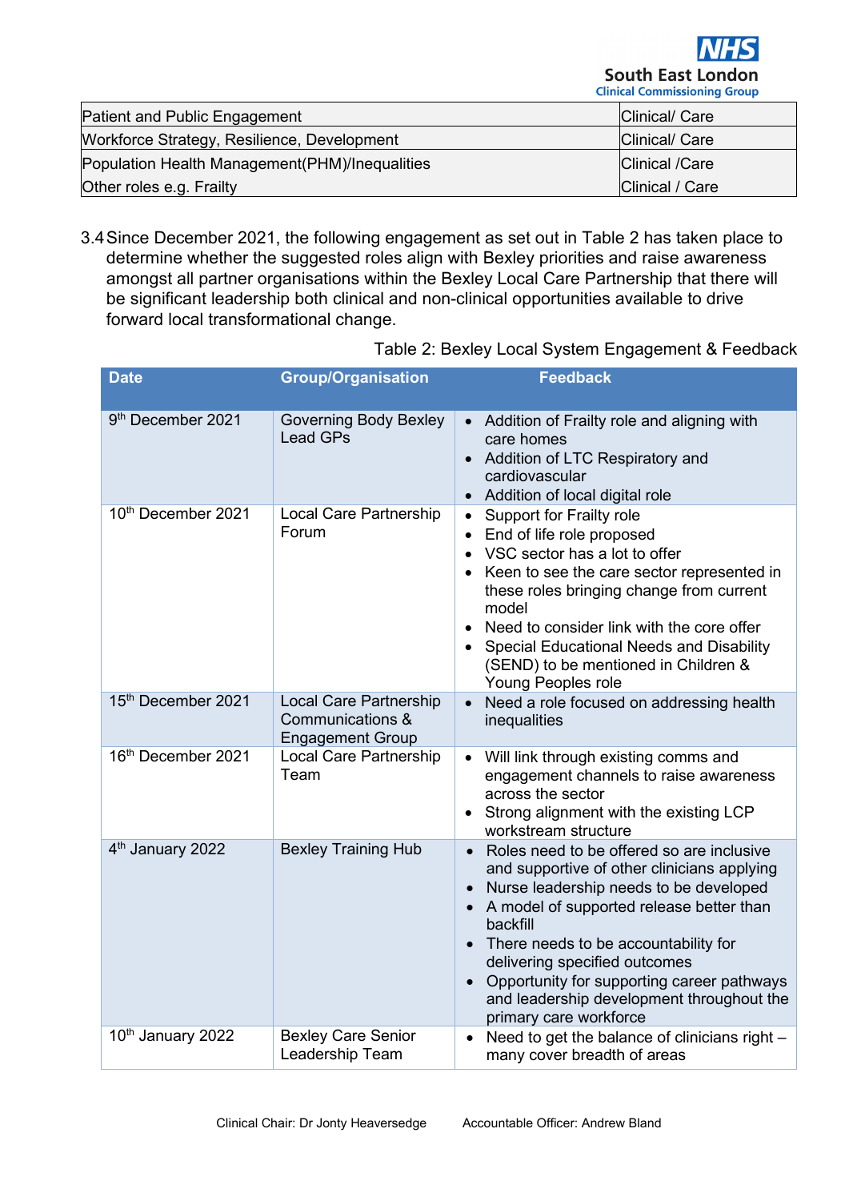| | |
|---|---|
| Patient and Public Engagement | Clinical/ Care |
| Workforce Strategy, Resilience, Development | Clinical/ Care |
| Population Health Management(PHM)/Inequalities | Clinical /Care |
| Other roles e.g. Frailty | Clinical / Care |

3.4 Since December 2021, the following engagement as set out in Table 2 has taken place to determine whether the suggested roles align with Bexley priorities and raise awareness amongst all partner organisations within the Bexley Local Care Partnership that there will be significant leadership both clinical and non-clinical opportunities available to drive forward local transformational change.

Table 2: Bexley Local System Engagement & Feedback

| Date | Group/Organisation | Feedback |
|---|---|---|
| 9th December 2021 | Governing Body Bexley Lead GPs | • Addition of Frailty role and aligning with care homes<br>• Addition of LTC Respiratory and cardiovascular<br>• Addition of local digital role |
| 10th December 2021 | Local Care Partnership Forum | • Support for Frailty role<br>• End of life role proposed<br>• VSC sector has a lot to offer<br>• Keen to see the care sector represented in these roles bringing change from current model<br>• Need to consider link with the core offer<br>• Special Educational Needs and Disability (SEND) to be mentioned in Children & Young Peoples role |
| 15th December 2021 | Local Care Partnership Communications & Engagement Group | • Need a role focused on addressing health inequalities |
| 16th December 2021 | Local Care Partnership Team | • Will link through existing comms and engagement channels to raise awareness across the sector<br>• Strong alignment with the existing LCP workstream structure |
| 4th January 2022 | Bexley Training Hub | • Roles need to be offered so are inclusive and supportive of other clinicians applying<br>• Nurse leadership needs to be developed<br>• A model of supported release better than backfill<br>• There needs to be accountability for delivering specified outcomes<br>• Opportunity for supporting career pathways and leadership development throughout the primary care workforce |
| 10th January 2022 | Bexley Care Senior Leadership Team | • Need to get the balance of clinicians right – many cover breadth of areas |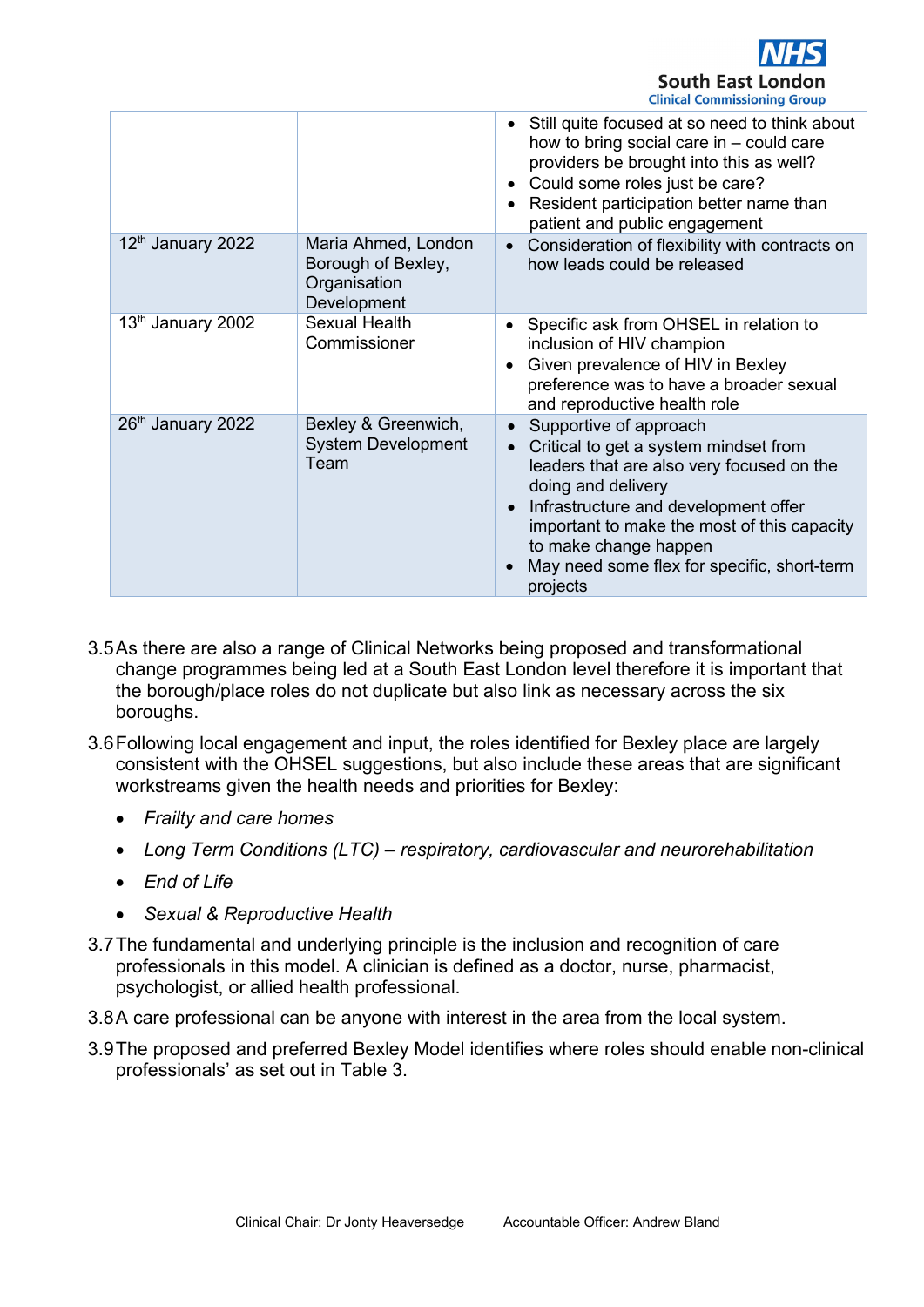| | | |
|---|---|---|
| | | • Still quite focused at so need to think about how to bring social care in – could care providers be brought into this as well?<br>• Could some roles just be care?<br>• Resident participation better name than patient and public engagement |
| 12th January 2022 | Maria Ahmed, London Borough of Bexley, Organisation Development | • Consideration of flexibility with contracts on how leads could be released |
| 13th January 2002 | Sexual Health Commissioner | • Specific ask from OHSEL in relation to inclusion of HIV champion<br>• Given prevalence of HIV in Bexley preference was to have a broader sexual and reproductive health role |
| 26th January 2022 | Bexley & Greenwich, System Development Team | • Supportive of approach<br>• Critical to get a system mindset from leaders that are also very focused on the doing and delivery<br>• Infrastructure and development offer important to make the most of this capacity to make change happen<br>• May need some flex for specific, short-term projects |

3.5 As there are also a range of Clinical Networks being proposed and transformational change programmes being led at a South East London level therefore it is important that the borough/place roles do not duplicate but also link as necessary across the six boroughs.

3.6 Following local engagement and input, the roles identified for Bexley place are largely consistent with the OHSEL suggestions, but also include these areas that are significant workstreams given the health needs and priorities for Bexley:

- *Frailty and care homes*
- *Long Term Conditions (LTC) – respiratory, cardiovascular and neurorehabilitation*
- *End of Life*
- *Sexual & Reproductive Health*

3.7 The fundamental and underlying principle is the inclusion and recognition of care professionals in this model. A clinician is defined as a doctor, nurse, pharmacist, psychologist, or allied health professional.

3.8 A care professional can be anyone with interest in the area from the local system.

3.9 The proposed and preferred Bexley Model identifies where roles should enable non-clinical professionals' as set out in Table 3.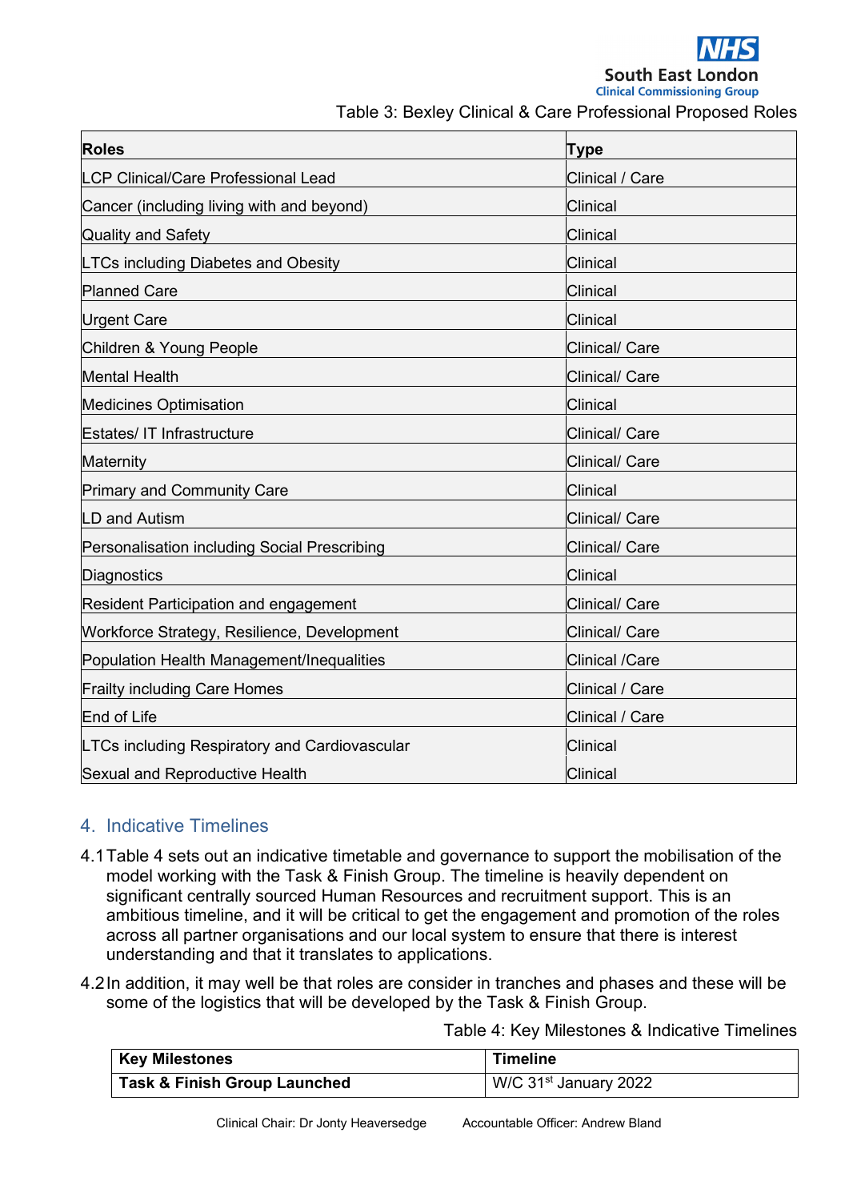Table 3: Bexley Clinical & Care Professional Proposed Roles

| Roles | Type |
|---|---|
| LCP Clinical/Care Professional Lead | Clinical / Care |
| Cancer (including living with and beyond) | Clinical |
| Quality and Safety | Clinical |
| LTCs including Diabetes and Obesity | Clinical |
| Planned Care | Clinical |
| Urgent Care | Clinical |
| Children & Young People | Clinical/ Care |
| Mental Health | Clinical/ Care |
| Medicines Optimisation | Clinical |
| Estates/ IT Infrastructure | Clinical/ Care |
| Maternity | Clinical/ Care |
| Primary and Community Care | Clinical |
| LD and Autism | Clinical/ Care |
| Personalisation including Social Prescribing | Clinical/ Care |
| Diagnostics | Clinical |
| Resident Participation and engagement | Clinical/ Care |
| Workforce Strategy, Resilience, Development | Clinical/ Care |
| Population Health Management/Inequalities | Clinical /Care |
| Frailty including Care Homes | Clinical / Care |
| End of Life | Clinical / Care |
| LTCs including Respiratory and Cardiovascular | Clinical |
| Sexual and Reproductive Health | Clinical |

## 4. Indicative Timelines

4.1 Table 4 sets out an indicative timetable and governance to support the mobilisation of the model working with the Task & Finish Group. The timeline is heavily dependent on significant centrally sourced Human Resources and recruitment support. This is an ambitious timeline, and it will be critical to get the engagement and promotion of the roles across all partner organisations and our local system to ensure that there is interest understanding and that it translates to applications.

4.2 In addition, it may well be that roles are consider in tranches and phases and these will be some of the logistics that will be developed by the Task & Finish Group.

Table 4: Key Milestones & Indicative Timelines

| Key Milestones | Timeline |
|---|---|
| **Task & Finish Group Launched** | W/C 31st January 2022 |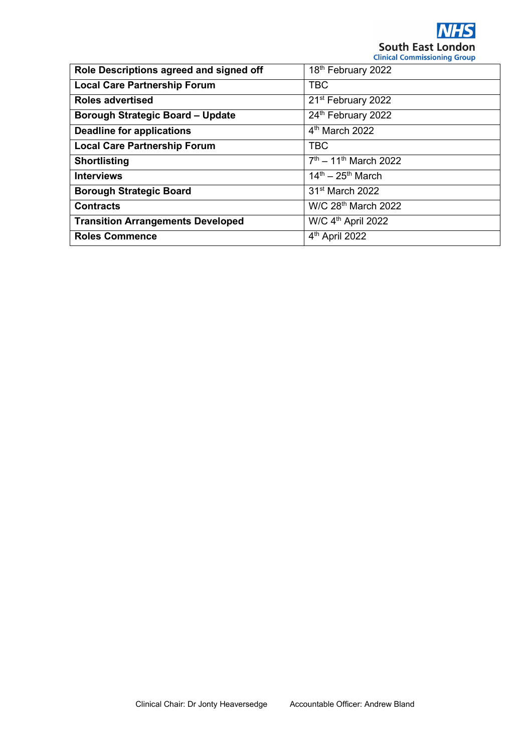| | |
|---|---|
| **Role Descriptions agreed and signed off** | 18th February 2022 |
| **Local Care Partnership Forum** | TBC |
| **Roles advertised** | 21st February 2022 |
| **Borough Strategic Board – Update** | 24th February 2022 |
| **Deadline for applications** | 4th March 2022 |
| **Local Care Partnership Forum** | TBC |
| **Shortlisting** | 7th – 11th March 2022 |
| **Interviews** | 14th – 25th March |
| **Borough Strategic Board** | 31st March 2022 |
| **Contracts** | W/C 28th March 2022 |
| **Transition Arrangements Developed** | W/C 4th April 2022 |
| **Roles Commence** | 4th April 2022 |